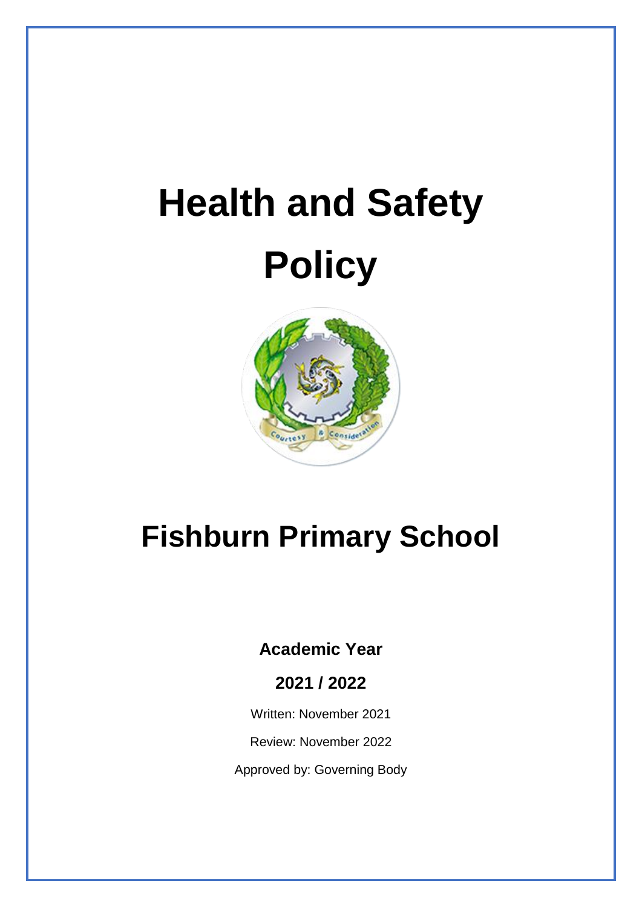# Health and Safety Policy

# Fishburn Primary School

**Academic Year**

**2021 / 2022**

Written: November 2021

Review: November 2022

Approved by: Governing Body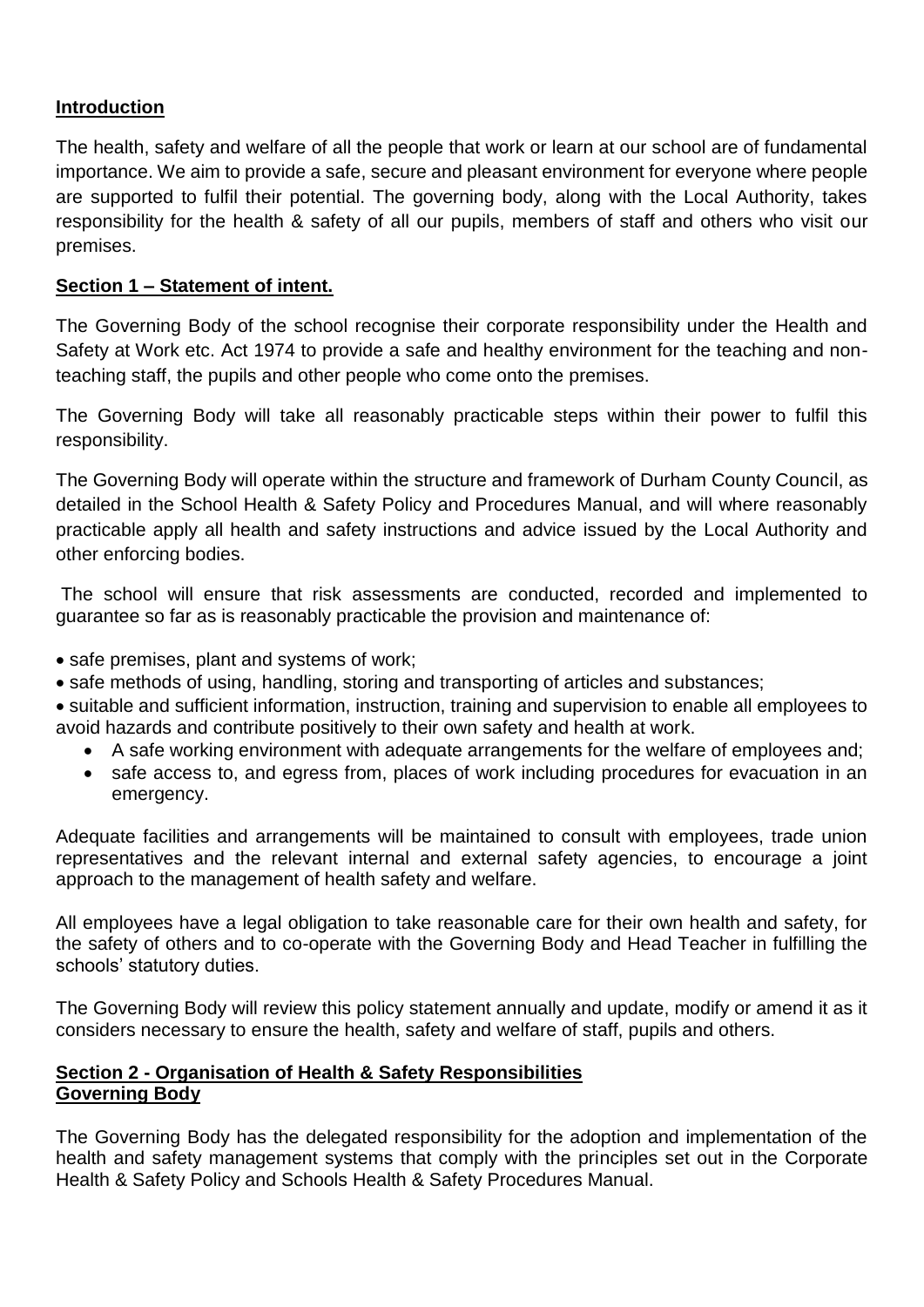## Introduction

The health, safety and welfare of all the people that work or learn at our school are of fundamental importance. We aim to provide a safe, secure and pleasant environment for everyone where people are supported to fulfil their potential. The governing body, along with the Local Authority, takes responsibility for the health & safety of all our pupils, members of staff and others who visit our premises.

## Section 1 – Statement of intent.

The Governing Body of the school recognise their corporate responsibility under the Health and Safety at Work etc. Act 1974 to provide a safe and healthy environment for the teaching and non-teaching staff, the pupils and other people who come onto the premises.

The Governing Body will take all reasonably practicable steps within their power to fulfil this responsibility.

The Governing Body will operate within the structure and framework of Durham County Council, as detailed in the School Health & Safety Policy and Procedures Manual, and will where reasonably practicable apply all health and safety instructions and advice issued by the Local Authority and other enforcing bodies.

The school will ensure that risk assessments are conducted, recorded and implemented to guarantee so far as is reasonably practicable the provision and maintenance of:

- safe premises, plant and systems of work;
- safe methods of using, handling, storing and transporting of articles and substances;
- suitable and sufficient information, instruction, training and supervision to enable all employees to avoid hazards and contribute positively to their own safety and health at work.
  - A safe working environment with adequate arrangements for the welfare of employees and;
  - safe access to, and egress from, places of work including procedures for evacuation in an emergency.

Adequate facilities and arrangements will be maintained to consult with employees, trade union representatives and the relevant internal and external safety agencies, to encourage a joint approach to the management of health safety and welfare.

All employees have a legal obligation to take reasonable care for their own health and safety, for the safety of others and to co-operate with the Governing Body and Head Teacher in fulfilling the schools' statutory duties.

The Governing Body will review this policy statement annually and update, modify or amend it as it considers necessary to ensure the health, safety and welfare of staff, pupils and others.

## Section 2 - Organisation of Health & Safety Responsibilities

### Governing Body

The Governing Body has the delegated responsibility for the adoption and implementation of the health and safety management systems that comply with the principles set out in the Corporate Health & Safety Policy and Schools Health & Safety Procedures Manual.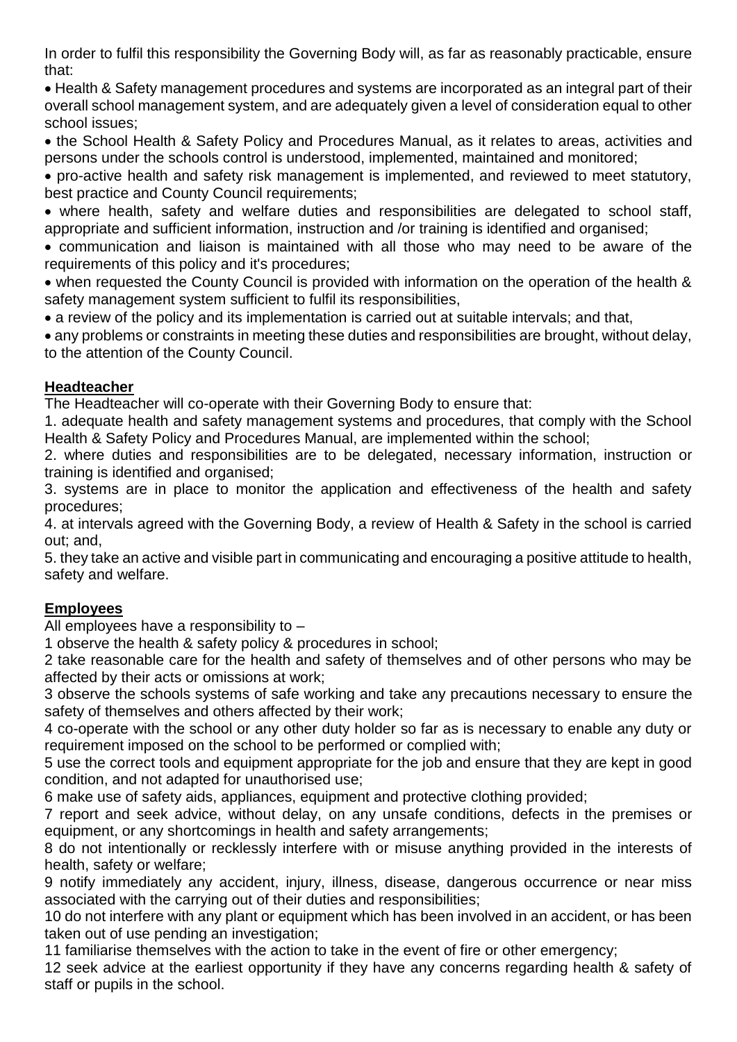In order to fulfil this responsibility the Governing Body will, as far as reasonably practicable, ensure that:

- Health & Safety management procedures and systems are incorporated as an integral part of their overall school management system, and are adequately given a level of consideration equal to other school issues;
- the School Health & Safety Policy and Procedures Manual, as it relates to areas, activities and persons under the schools control is understood, implemented, maintained and monitored;
- pro-active health and safety risk management is implemented, and reviewed to meet statutory, best practice and County Council requirements;
- where health, safety and welfare duties and responsibilities are delegated to school staff, appropriate and sufficient information, instruction and /or training is identified and organised;
- communication and liaison is maintained with all those who may need to be aware of the requirements of this policy and it's procedures;
- when requested the County Council is provided with information on the operation of the health & safety management system sufficient to fulfil its responsibilities,
- a review of the policy and its implementation is carried out at suitable intervals; and that,
- any problems or constraints in meeting these duties and responsibilities are brought, without delay, to the attention of the County Council.

**Headteacher**

The Headteacher will co-operate with their Governing Body to ensure that:

1. adequate health and safety management systems and procedures, that comply with the School Health & Safety Policy and Procedures Manual, are implemented within the school;
2. where duties and responsibilities are to be delegated, necessary information, instruction or training is identified and organised;
3. systems are in place to monitor the application and effectiveness of the health and safety procedures;
4. at intervals agreed with the Governing Body, a review of Health & Safety in the school is carried out; and,
5. they take an active and visible part in communicating and encouraging a positive attitude to health, safety and welfare.

**Employees**

All employees have a responsibility to –

1 observe the health & safety policy & procedures in school;

2 take reasonable care for the health and safety of themselves and of other persons who may be affected by their acts or omissions at work;

3 observe the schools systems of safe working and take any precautions necessary to ensure the safety of themselves and others affected by their work;

4 co-operate with the school or any other duty holder so far as is necessary to enable any duty or requirement imposed on the school to be performed or complied with;

5 use the correct tools and equipment appropriate for the job and ensure that they are kept in good condition, and not adapted for unauthorised use;

6 make use of safety aids, appliances, equipment and protective clothing provided;

7 report and seek advice, without delay, on any unsafe conditions, defects in the premises or equipment, or any shortcomings in health and safety arrangements;

8 do not intentionally or recklessly interfere with or misuse anything provided in the interests of health, safety or welfare;

9 notify immediately any accident, injury, illness, disease, dangerous occurrence or near miss associated with the carrying out of their duties and responsibilities;

10 do not interfere with any plant or equipment which has been involved in an accident, or has been taken out of use pending an investigation;

11 familiarise themselves with the action to take in the event of fire or other emergency;

12 seek advice at the earliest opportunity if they have any concerns regarding health & safety of staff or pupils in the school.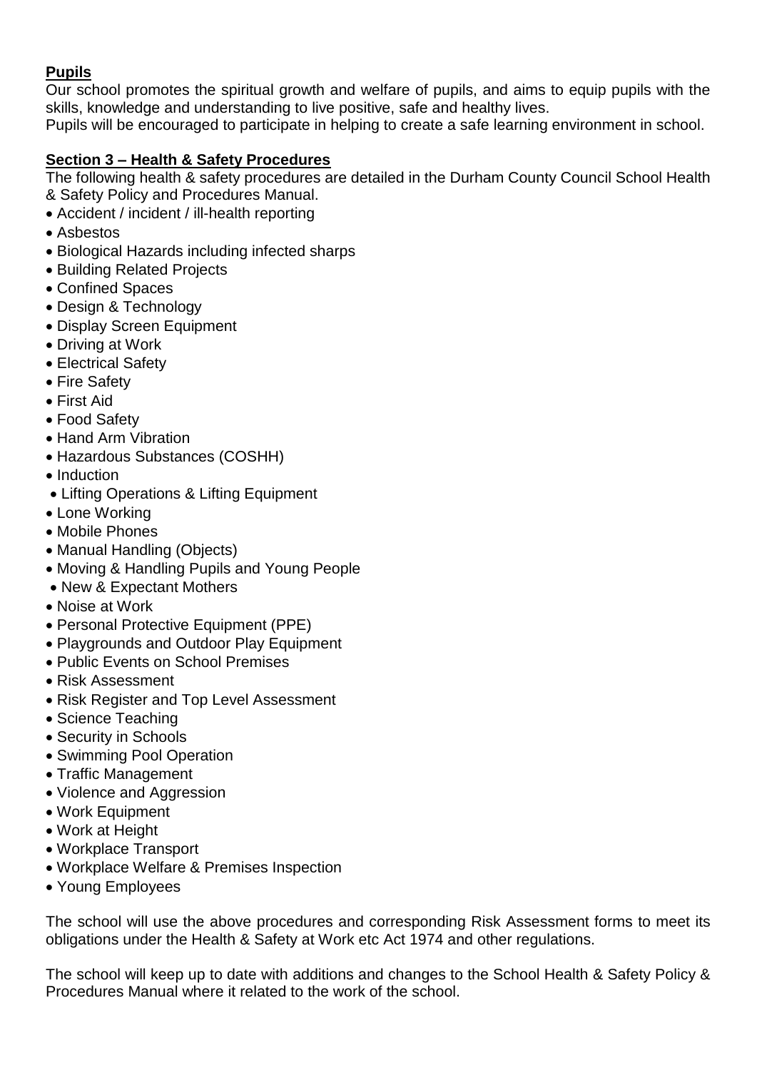**Pupils**

Our school promotes the spiritual growth and welfare of pupils, and aims to equip pupils with the skills, knowledge and understanding to live positive, safe and healthy lives.
Pupils will be encouraged to participate in helping to create a safe learning environment in school.

**Section 3 – Health & Safety Procedures**

The following health & safety procedures are detailed in the Durham County Council School Health & Safety Policy and Procedures Manual.

- Accident / incident / ill-health reporting
- Asbestos
- Biological Hazards including infected sharps
- Building Related Projects
- Confined Spaces
- Design & Technology
- Display Screen Equipment
- Driving at Work
- Electrical Safety
- Fire Safety
- First Aid
- Food Safety
- Hand Arm Vibration
- Hazardous Substances (COSHH)
- Induction
- Lifting Operations & Lifting Equipment
- Lone Working
- Mobile Phones
- Manual Handling (Objects)
- Moving & Handling Pupils and Young People
- New & Expectant Mothers
- Noise at Work
- Personal Protective Equipment (PPE)
- Playgrounds and Outdoor Play Equipment
- Public Events on School Premises
- Risk Assessment
- Risk Register and Top Level Assessment
- Science Teaching
- Security in Schools
- Swimming Pool Operation
- Traffic Management
- Violence and Aggression
- Work Equipment
- Work at Height
- Workplace Transport
- Workplace Welfare & Premises Inspection
- Young Employees

The school will use the above procedures and corresponding Risk Assessment forms to meet its obligations under the Health & Safety at Work etc Act 1974 and other regulations.

The school will keep up to date with additions and changes to the School Health & Safety Policy & Procedures Manual where it related to the work of the school.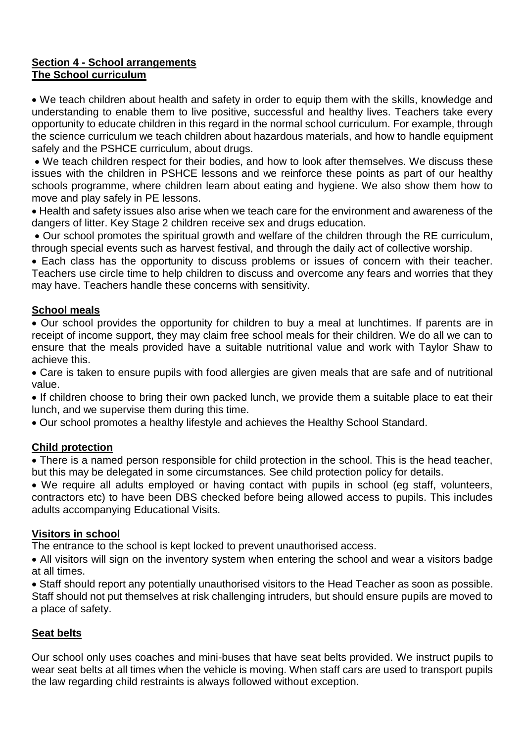## Section 4 - School arrangements

### The School curriculum

- We teach children about health and safety in order to equip them with the skills, knowledge and understanding to enable them to live positive, successful and healthy lives. Teachers take every opportunity to educate children in this regard in the normal school curriculum. For example, through the science curriculum we teach children about hazardous materials, and how to handle equipment safely and the PSHCE curriculum, about drugs.
- We teach children respect for their bodies, and how to look after themselves. We discuss these issues with the children in PSHCE lessons and we reinforce these points as part of our healthy schools programme, where children learn about eating and hygiene. We also show them how to move and play safely in PE lessons.
- Health and safety issues also arise when we teach care for the environment and awareness of the dangers of litter. Key Stage 2 children receive sex and drugs education.
- Our school promotes the spiritual growth and welfare of the children through the RE curriculum, through special events such as harvest festival, and through the daily act of collective worship.
- Each class has the opportunity to discuss problems or issues of concern with their teacher. Teachers use circle time to help children to discuss and overcome any fears and worries that they may have. Teachers handle these concerns with sensitivity.

### School meals

- Our school provides the opportunity for children to buy a meal at lunchtimes. If parents are in receipt of income support, they may claim free school meals for their children. We do all we can to ensure that the meals provided have a suitable nutritional value and work with Taylor Shaw to achieve this.
- Care is taken to ensure pupils with food allergies are given meals that are safe and of nutritional value.
- If children choose to bring their own packed lunch, we provide them a suitable place to eat their lunch, and we supervise them during this time.
- Our school promotes a healthy lifestyle and achieves the Healthy School Standard.

### Child protection

- There is a named person responsible for child protection in the school. This is the head teacher, but this may be delegated in some circumstances. See child protection policy for details.
- We require all adults employed or having contact with pupils in school (eg staff, volunteers, contractors etc) to have been DBS checked before being allowed access to pupils. This includes adults accompanying Educational Visits.

### Visitors in school

The entrance to the school is kept locked to prevent unauthorised access.

- All visitors will sign on the inventory system when entering the school and wear a visitors badge at all times.
- Staff should report any potentially unauthorised visitors to the Head Teacher as soon as possible. Staff should not put themselves at risk challenging intruders, but should ensure pupils are moved to a place of safety.

### Seat belts

Our school only uses coaches and mini-buses that have seat belts provided. We instruct pupils to wear seat belts at all times when the vehicle is moving. When staff cars are used to transport pupils the law regarding child restraints is always followed without exception.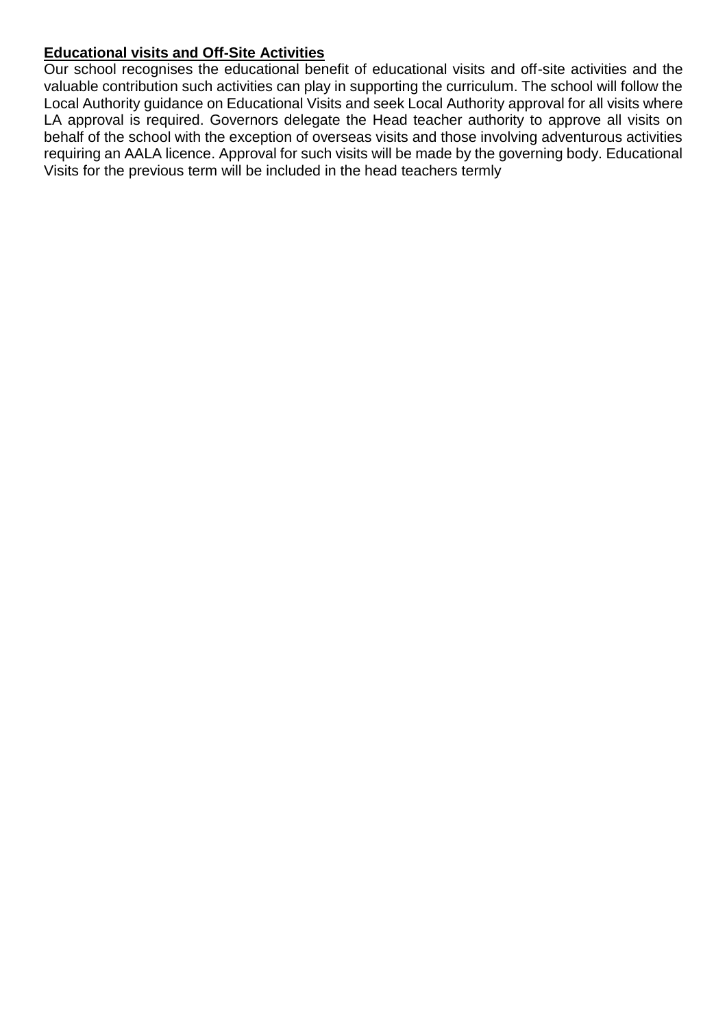**Educational visits and Off-Site Activities**

Our school recognises the educational benefit of educational visits and off-site activities and the valuable contribution such activities can play in supporting the curriculum. The school will follow the Local Authority guidance on Educational Visits and seek Local Authority approval for all visits where LA approval is required. Governors delegate the Head teacher authority to approve all visits on behalf of the school with the exception of overseas visits and those involving adventurous activities requiring an AALA licence. Approval for such visits will be made by the governing body. Educational Visits for the previous term will be included in the head teachers termly